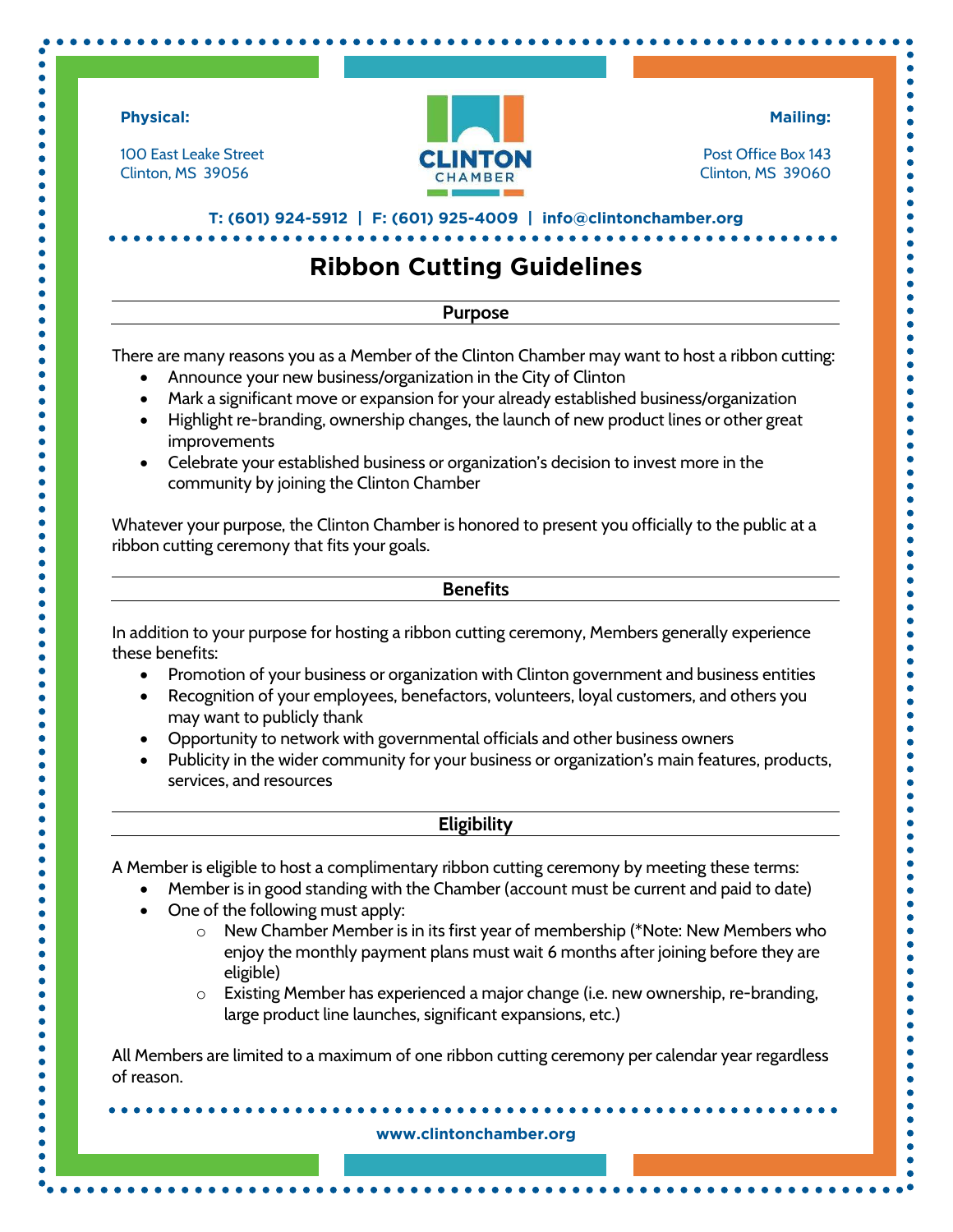**Physical:**

100 East Leake Street
Clinton, MS 39056

CLINTON CHAMBER

**Mailing:**

Post Office Box 143
Clinton, MS 39060

**T: (601) 924-5912 | F: (601) 925-4009 | info@clintonchamber.org**

# Ribbon Cutting Guidelines

## Purpose

There are many reasons you as a Member of the Clinton Chamber may want to host a ribbon cutting:

- Announce your new business/organization in the City of Clinton
- Mark a significant move or expansion for your already established business/organization
- Highlight re-branding, ownership changes, the launch of new product lines or other great improvements
- Celebrate your established business or organization's decision to invest more in the community by joining the Clinton Chamber

Whatever your purpose, the Clinton Chamber is honored to present you officially to the public at a ribbon cutting ceremony that fits your goals.

## Benefits

In addition to your purpose for hosting a ribbon cutting ceremony, Members generally experience these benefits:

- Promotion of your business or organization with Clinton government and business entities
- Recognition of your employees, benefactors, volunteers, loyal customers, and others you may want to publicly thank
- Opportunity to network with governmental officials and other business owners
- Publicity in the wider community for your business or organization's main features, products, services, and resources

## Eligibility

A Member is eligible to host a complimentary ribbon cutting ceremony by meeting these terms:

- Member is in good standing with the Chamber (account must be current and paid to date)
- One of the following must apply:
    - New Chamber Member is in its first year of membership (*Note: New Members who enjoy the monthly payment plans must wait 6 months after joining before they are eligible)
    - Existing Member has experienced a major change (i.e. new ownership, re-branding, large product line launches, significant expansions, etc.)

All Members are limited to a maximum of one ribbon cutting ceremony per calendar year regardless of reason.

**www.clintonchamber.org**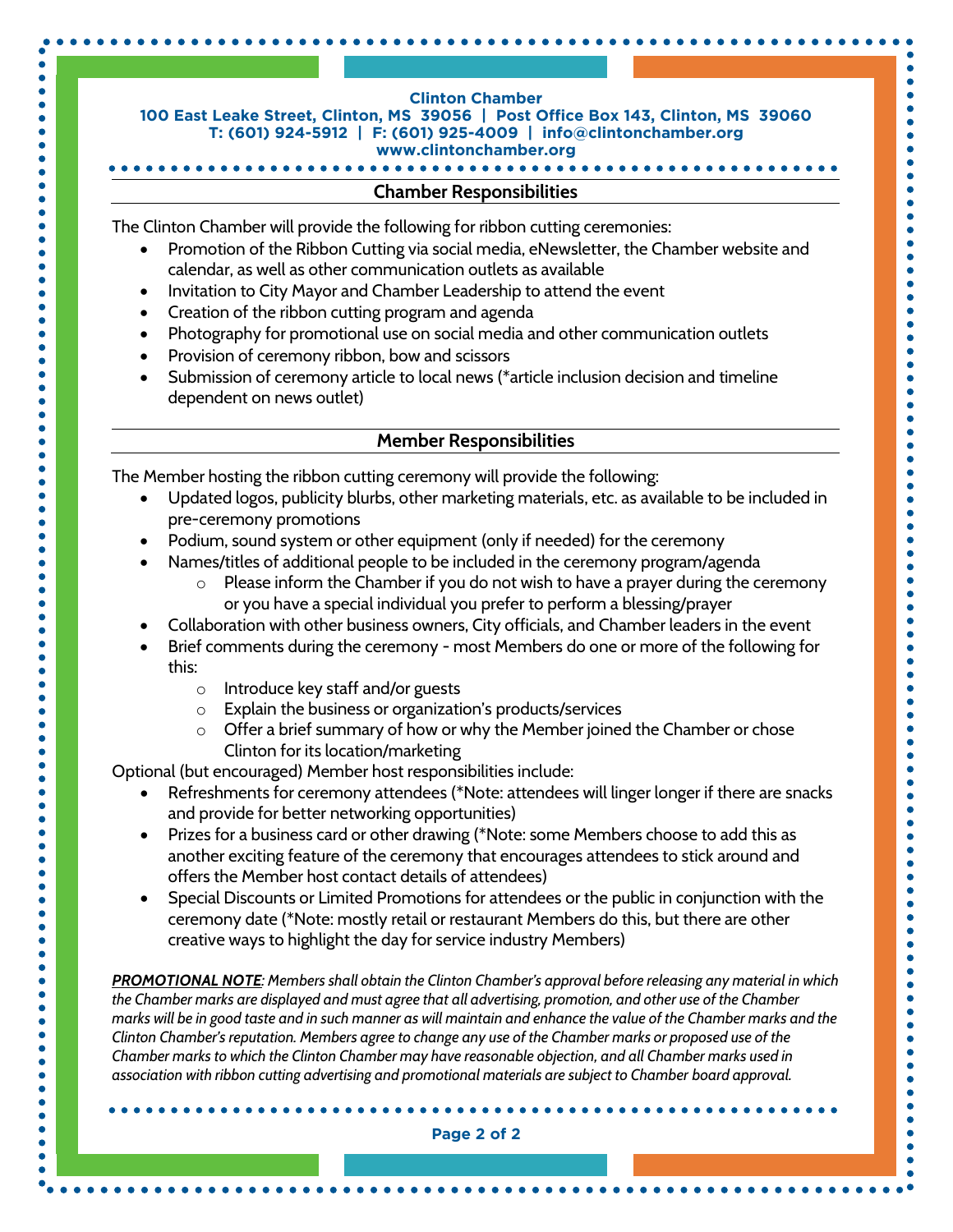**Clinton Chamber**
**100 East Leake Street, Clinton, MS 39056 | Post Office Box 143, Clinton, MS 39060**
**T: (601) 924-5912 | F: (601) 925-4009 | info@clintonchamber.org**
**www.clintonchamber.org**

## Chamber Responsibilities

The Clinton Chamber will provide the following for ribbon cutting ceremonies:

- Promotion of the Ribbon Cutting via social media, eNewsletter, the Chamber website and calendar, as well as other communication outlets as available
- Invitation to City Mayor and Chamber Leadership to attend the event
- Creation of the ribbon cutting program and agenda
- Photography for promotional use on social media and other communication outlets
- Provision of ceremony ribbon, bow and scissors
- Submission of ceremony article to local news (*article inclusion decision and timeline dependent on news outlet)

## Member Responsibilities

The Member hosting the ribbon cutting ceremony will provide the following:

- Updated logos, publicity blurbs, other marketing materials, etc. as available to be included in pre-ceremony promotions
- Podium, sound system or other equipment (only if needed) for the ceremony
- Names/titles of additional people to be included in the ceremony program/agenda
  - Please inform the Chamber if you do not wish to have a prayer during the ceremony or you have a special individual you prefer to perform a blessing/prayer
- Collaboration with other business owners, City officials, and Chamber leaders in the event
- Brief comments during the ceremony - most Members do one or more of the following for this:
  - Introduce key staff and/or guests
  - Explain the business or organization's products/services
  - Offer a brief summary of how or why the Member joined the Chamber or chose Clinton for its location/marketing

Optional (but encouraged) Member host responsibilities include:

- Refreshments for ceremony attendees (*Note: attendees will linger longer if there are snacks and provide for better networking opportunities)
- Prizes for a business card or other drawing (*Note: some Members choose to add this as another exciting feature of the ceremony that encourages attendees to stick around and offers the Member host contact details of attendees)
- Special Discounts or Limited Promotions for attendees or the public in conjunction with the ceremony date (*Note: mostly retail or restaurant Members do this, but there are other creative ways to highlight the day for service industry Members)

***PROMOTIONAL NOTE**: Members shall obtain the Clinton Chamber's approval before releasing any material in which the Chamber marks are displayed and must agree that all advertising, promotion, and other use of the Chamber marks will be in good taste and in such manner as will maintain and enhance the value of the Chamber marks and the Clinton Chamber's reputation. Members agree to change any use of the Chamber marks or proposed use of the Chamber marks to which the Clinton Chamber may have reasonable objection, and all Chamber marks used in association with ribbon cutting advertising and promotional materials are subject to Chamber board approval.*